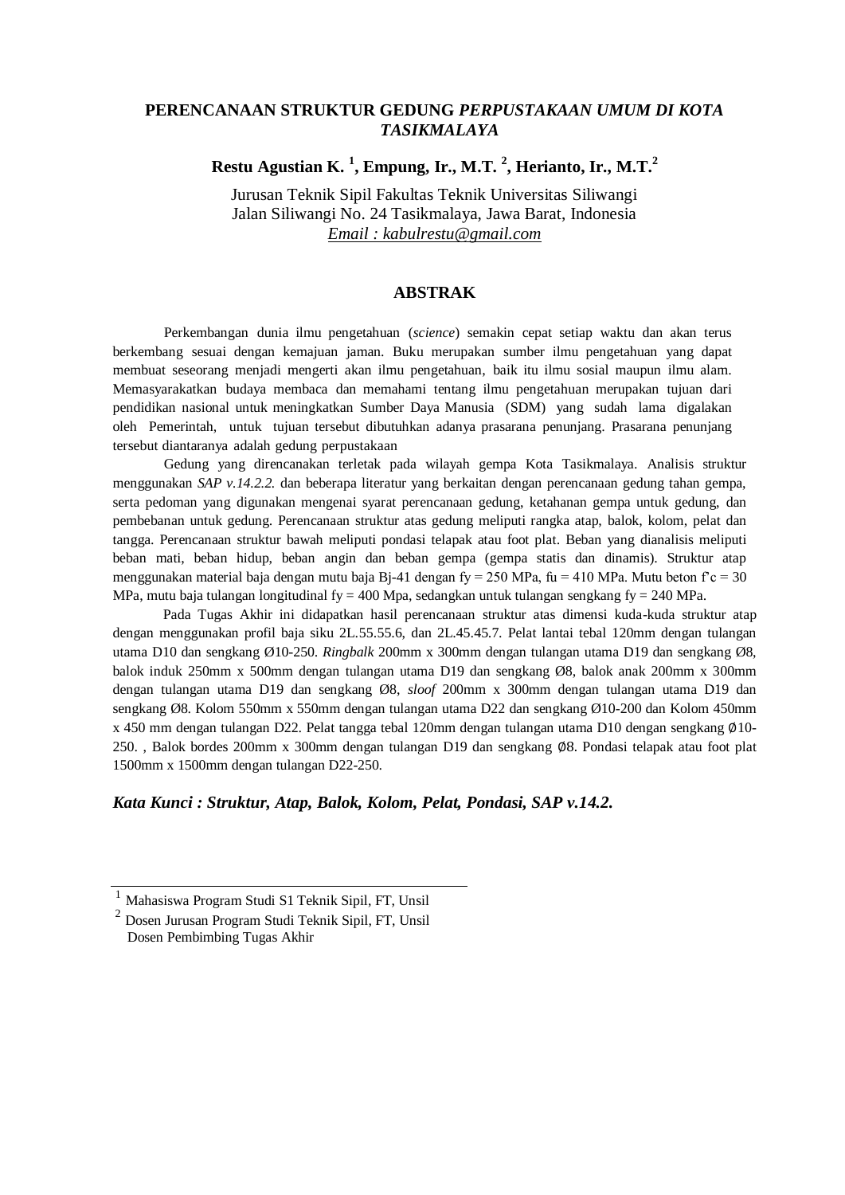# PERENCANAAN STRUKTUR GEDUNG *PERPUSTAKAAN UMUM DI KOTA TASIKMALAYA*

**Restu Agustian K. [1], Empung, Ir., M.T. [2], Herianto, Ir., M.T.[2]**

Jurusan Teknik Sipil Fakultas Teknik Universitas Siliwangi
Jalan Siliwangi No. 24 Tasikmalaya, Jawa Barat, Indonesia
*Email : kabulrestu@gmail.com*

## ABSTRAK

Perkembangan dunia ilmu pengetahuan (*science*) semakin cepat setiap waktu dan akan terus berkembang sesuai dengan kemajuan jaman. Buku merupakan sumber ilmu pengetahuan yang dapat membuat seseorang menjadi mengerti akan ilmu pengetahuan, baik itu ilmu sosial maupun ilmu alam. Memasyarakatkan budaya membaca dan memahami tentang ilmu pengetahuan merupakan tujuan dari pendidikan nasional untuk meningkatkan Sumber Daya Manusia (SDM) yang sudah lama digalakan oleh Pemerintah, untuk tujuan tersebut dibutuhkan adanya prasarana penunjang. Prasarana penunjang tersebut diantaranya adalah gedung perpustakaan

Gedung yang direncanakan terletak pada wilayah gempa Kota Tasikmalaya. Analisis struktur menggunakan *SAP v.14.2.2.* dan beberapa literatur yang berkaitan dengan perencanaan gedung tahan gempa, serta pedoman yang digunakan mengenai syarat perencanaan gedung, ketahanan gempa untuk gedung, dan pembebanan untuk gedung. Perencanaan struktur atas gedung meliputi rangka atap, balok, kolom, pelat dan tangga. Perencanaan struktur bawah meliputi pondasi telapak atau foot plat. Beban yang dianalisis meliputi beban mati, beban hidup, beban angin dan beban gempa (gempa statis dan dinamis). Struktur atap menggunakan material baja dengan mutu baja Bj-41 dengan fy = 250 MPa, fu = 410 MPa. Mutu beton f'c = 30 MPa, mutu baja tulangan longitudinal fy = 400 Mpa, sedangkan untuk tulangan sengkang fy = 240 MPa.

Pada Tugas Akhir ini didapatkan hasil perencanaan struktur atas dimensi kuda-kuda struktur atap dengan menggunakan profil baja siku 2L.55.55.6, dan 2L.45.45.7. Pelat lantai tebal 120mm dengan tulangan utama D10 dan sengkang Ø10-250. *Ringbalk* 200mm x 300mm dengan tulangan utama D19 dan sengkang Ø8, balok induk 250mm x 500mm dengan tulangan utama D19 dan sengkang Ø8, balok anak 200mm x 300mm dengan tulangan utama D19 dan sengkang Ø8, *sloof* 200mm x 300mm dengan tulangan utama D19 dan sengkang Ø8. Kolom 550mm x 550mm dengan tulangan utama D22 dan sengkang Ø10-200 dan Kolom 450mm x 450 mm dengan tulangan D22. Pelat tangga tebal 120mm dengan tulangan utama D10 dengan sengkang Ø10-250. , Balok bordes 200mm x 300mm dengan tulangan D19 dan sengkang Ø8. Pondasi telapak atau foot plat 1500mm x 1500mm dengan tulangan D22-250.

***Kata Kunci : Struktur, Atap, Balok, Kolom, Pelat, Pondasi, SAP v.14.2.***

---

[1] Mahasiswa Program Studi S1 Teknik Sipil, FT, Unsil
[2] Dosen Jurusan Program Studi Teknik Sipil, FT, Unsil
Dosen Pembimbing Tugas Akhir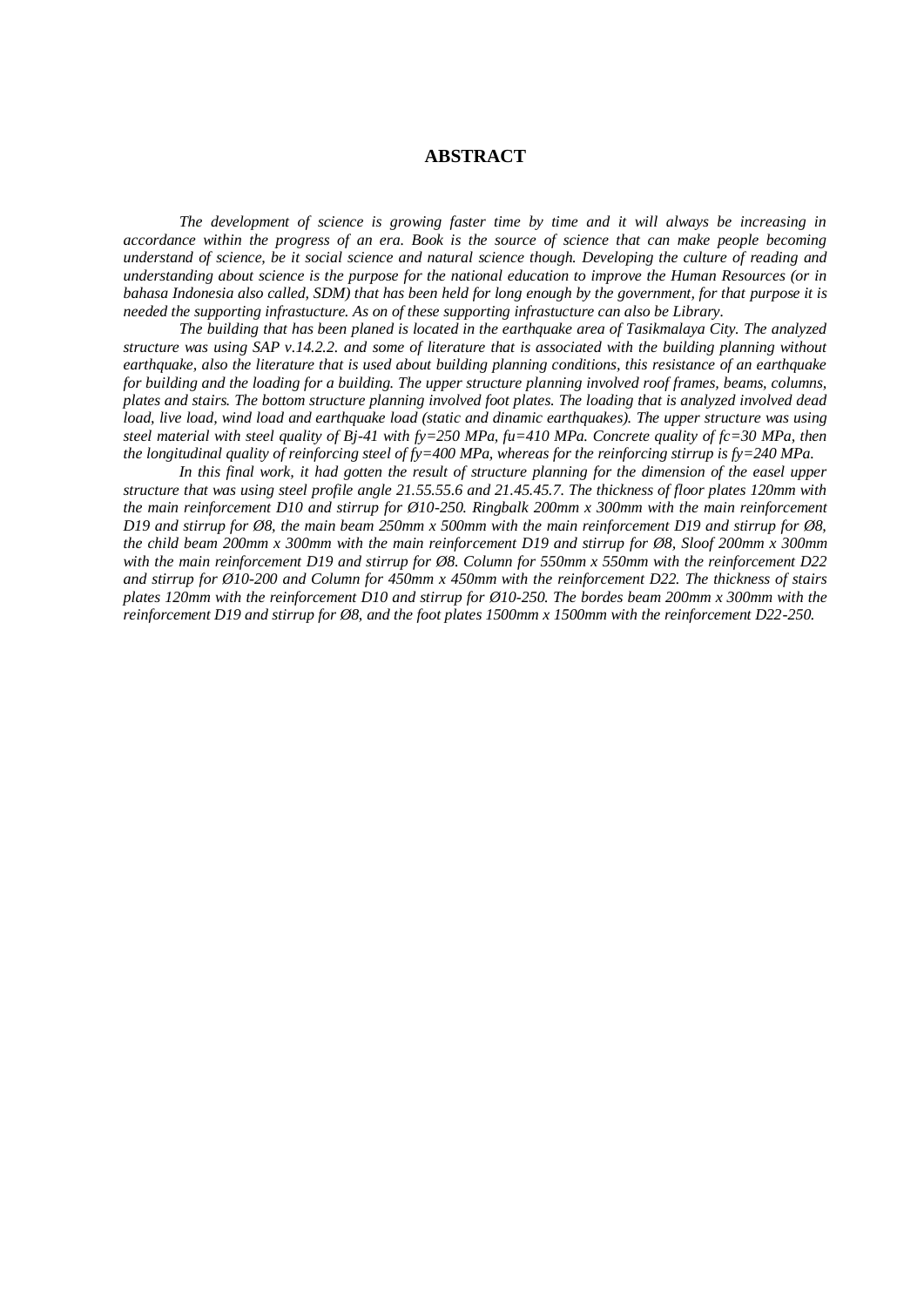# ABSTRACT

*The development of science is growing faster time by time and it will always be increasing in accordance within the progress of an era. Book is the source of science that can make people becoming understand of science, be it social science and natural science though. Developing the culture of reading and understanding about science is the purpose for the national education to improve the Human Resources (or in bahasa Indonesia also called, SDM) that has been held for long enough by the government, for that purpose it is needed the supporting infrastucture. As on of these supporting infrastucture can also be Library.*

*The building that has been planed is located in the earthquake area of Tasikmalaya City. The analyzed structure was using SAP v.14.2.2. and some of literature that is associated with the building planning without earthquake, also the literature that is used about building planning conditions, this resistance of an earthquake for building and the loading for a building. The upper structure planning involved roof frames, beams, columns, plates and stairs. The bottom structure planning involved foot plates. The loading that is analyzed involved dead load, live load, wind load and earthquake load (static and dinamic earthquakes). The upper structure was using steel material with steel quality of Bj-41 with fy=250 MPa, fu=410 MPa. Concrete quality of fc=30 MPa, then the longitudinal quality of reinforcing steel of fy=400 MPa, whereas for the reinforcing stirrup is fy=240 MPa.*

*In this final work, it had gotten the result of structure planning for the dimension of the easel upper structure that was using steel profile angle 21.55.55.6 and 21.45.45.7. The thickness of floor plates 120mm with the main reinforcement D10 and stirrup for Ø10-250. Ringbalk 200mm x 300mm with the main reinforcement D19 and stirrup for Ø8, the main beam 250mm x 500mm with the main reinforcement D19 and stirrup for Ø8, the child beam 200mm x 300mm with the main reinforcement D19 and stirrup for Ø8, Sloof 200mm x 300mm with the main reinforcement D19 and stirrup for Ø8. Column for 550mm x 550mm with the reinforcement D22 and stirrup for Ø10-200 and Column for 450mm x 450mm with the reinforcement D22. The thickness of stairs plates 120mm with the reinforcement D10 and stirrup for Ø10-250. The bordes beam 200mm x 300mm with the reinforcement D19 and stirrup for Ø8, and the foot plates 1500mm x 1500mm with the reinforcement D22-250.*